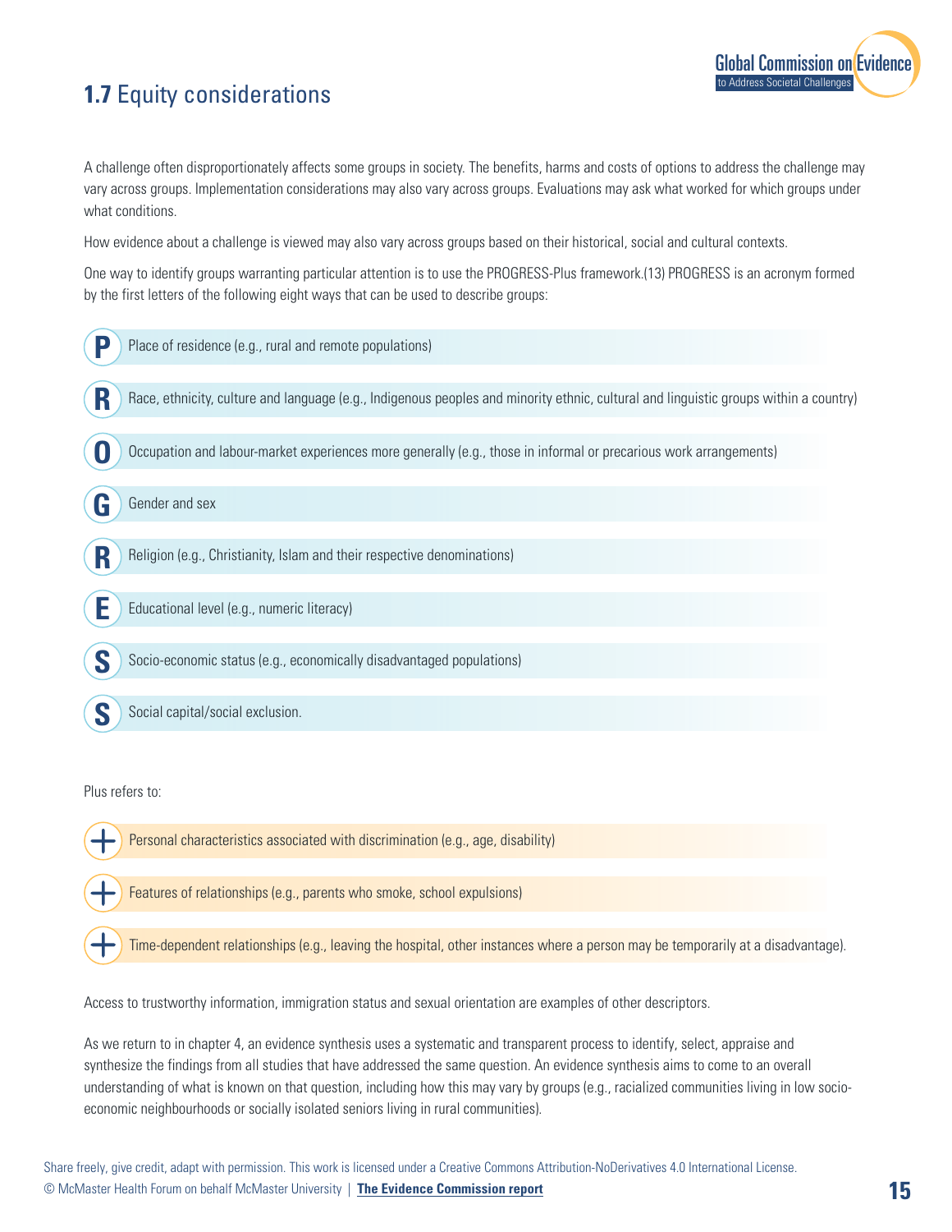## 1.7 Equity considerations

A challenge often disproportionately affects some groups in society. The benefits, harms and costs of options to address the challenge may vary across groups. Implementation considerations may also vary across groups. Evaluations may ask what worked for which groups under what conditions.

How evidence about a challenge is viewed may also vary across groups based on their historical, social and cultural contexts.

One way to identify groups warranting particular attention is to use the PROGRESS-Plus framework.(13) PROGRESS is an acronym formed by the first letters of the following eight ways that can be used to describe groups:

- **P** Place of residence (e.g., rural and remote populations)
- **R** Race, ethnicity, culture and language (e.g., Indigenous peoples and minority ethnic, cultural and linguistic groups within a country)
- **O** Occupation and labour-market experiences more generally (e.g., those in informal or precarious work arrangements)
- **G** Gender and sex
- **R** Religion (e.g., Christianity, Islam and their respective denominations)
- **E** Educational level (e.g., numeric literacy)
- **S** Socio-economic status (e.g., economically disadvantaged populations)
- **S** Social capital/social exclusion.

Plus refers to:

- **+** Personal characteristics associated with discrimination (e.g., age, disability)
- **+** Features of relationships (e.g., parents who smoke, school expulsions)
- **+** Time-dependent relationships (e.g., leaving the hospital, other instances where a person may be temporarily at a disadvantage).

Access to trustworthy information, immigration status and sexual orientation are examples of other descriptors.

As we return to in chapter 4, an evidence synthesis uses a systematic and transparent process to identify, select, appraise and synthesize the findings from all studies that have addressed the same question. An evidence synthesis aims to come to an overall understanding of what is known on that question, including how this may vary by groups (e.g., racialized communities living in low socio-economic neighbourhoods or socially isolated seniors living in rural communities).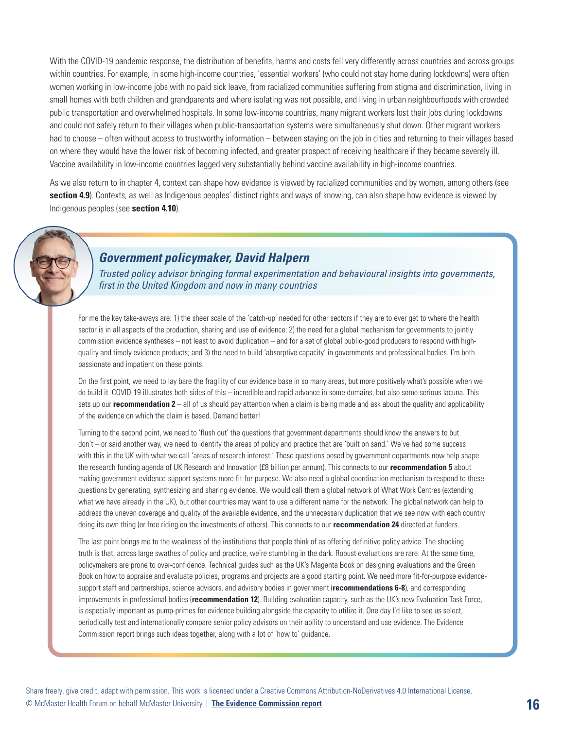With the COVID-19 pandemic response, the distribution of benefits, harms and costs fell very differently across countries and across groups within countries. For example, in some high-income countries, 'essential workers' (who could not stay home during lockdowns) were often women working in low-income jobs with no paid sick leave, from racialized communities suffering from stigma and discrimination, living in small homes with both children and grandparents and where isolating was not possible, and living in urban neighbourhoods with crowded public transportation and overwhelmed hospitals. In some low-income countries, many migrant workers lost their jobs during lockdowns and could not safely return to their villages when public-transportation systems were simultaneously shut down. Other migrant workers had to choose – often without access to trustworthy information – between staying on the job in cities and returning to their villages based on where they would have the lower risk of becoming infected, and greater prospect of receiving healthcare if they became severely ill. Vaccine availability in low-income countries lagged very substantially behind vaccine availability in high-income countries.

As we also return to in chapter 4, context can shape how evidence is viewed by racialized communities and by women, among others (see **section 4.9**). Contexts, as well as Indigenous peoples' distinct rights and ways of knowing, can also shape how evidence is viewed by Indigenous peoples (see **section 4.10**).

### *Government policymaker, David Halpern*

*Trusted policy advisor bringing formal experimentation and behavioural insights into governments, first in the United Kingdom and now in many countries*

For me the key take-aways are: 1) the sheer scale of the 'catch-up' needed for other sectors if they are to ever get to where the health sector is in all aspects of the production, sharing and use of evidence; 2) the need for a global mechanism for governments to jointly commission evidence syntheses – not least to avoid duplication – and for a set of global public-good producers to respond with high-quality and timely evidence products; and 3) the need to build 'absorptive capacity' in governments and professional bodies. I'm both passionate and impatient on these points.

On the first point, we need to lay bare the fragility of our evidence base in so many areas, but more positively what's possible when we do build it. COVID-19 illustrates both sides of this – incredible and rapid advance in some domains, but also some serious lacuna. This sets up our **recommendation 2** – all of us should pay attention when a claim is being made and ask about the quality and applicability of the evidence on which the claim is based. Demand better!

Turning to the second point, we need to 'flush out' the questions that government departments should know the answers to but don't – or said another way, we need to identify the areas of policy and practice that are 'built on sand.' We've had some success with this in the UK with what we call 'areas of research interest.' These questions posed by government departments now help shape the research funding agenda of UK Research and Innovation (£8 billion per annum). This connects to our **recommendation 5** about making government evidence-support systems more fit-for-purpose. We also need a global coordination mechanism to respond to these questions by generating, synthesizing and sharing evidence. We would call them a global network of What Work Centres (extending what we have already in the UK), but other countries may want to use a different name for the network. The global network can help to address the uneven coverage and quality of the available evidence, and the unnecessary duplication that we see now with each country doing its own thing (or free riding on the investments of others). This connects to our **recommendation 24** directed at funders.

The last point brings me to the weakness of the institutions that people think of as offering definitive policy advice. The shocking truth is that, across large swathes of policy and practice, we're stumbling in the dark. Robust evaluations are rare. At the same time, policymakers are prone to over-confidence. Technical guides such as the UK's Magenta Book on designing evaluations and the Green Book on how to appraise and evaluate policies, programs and projects are a good starting point. We need more fit-for-purpose evidence-support staff and partnerships, science advisors, and advisory bodies in government (**recommendations 6-8**), and corresponding improvements in professional bodies (**recommendation 12**). Building evaluation capacity, such as the UK's new Evaluation Task Force, is especially important as pump-primes for evidence building alongside the capacity to utilize it. One day I'd like to see us select, periodically test and internationally compare senior policy advisors on their ability to understand and use evidence. The Evidence Commission report brings such ideas together, along with a lot of 'how to' guidance.